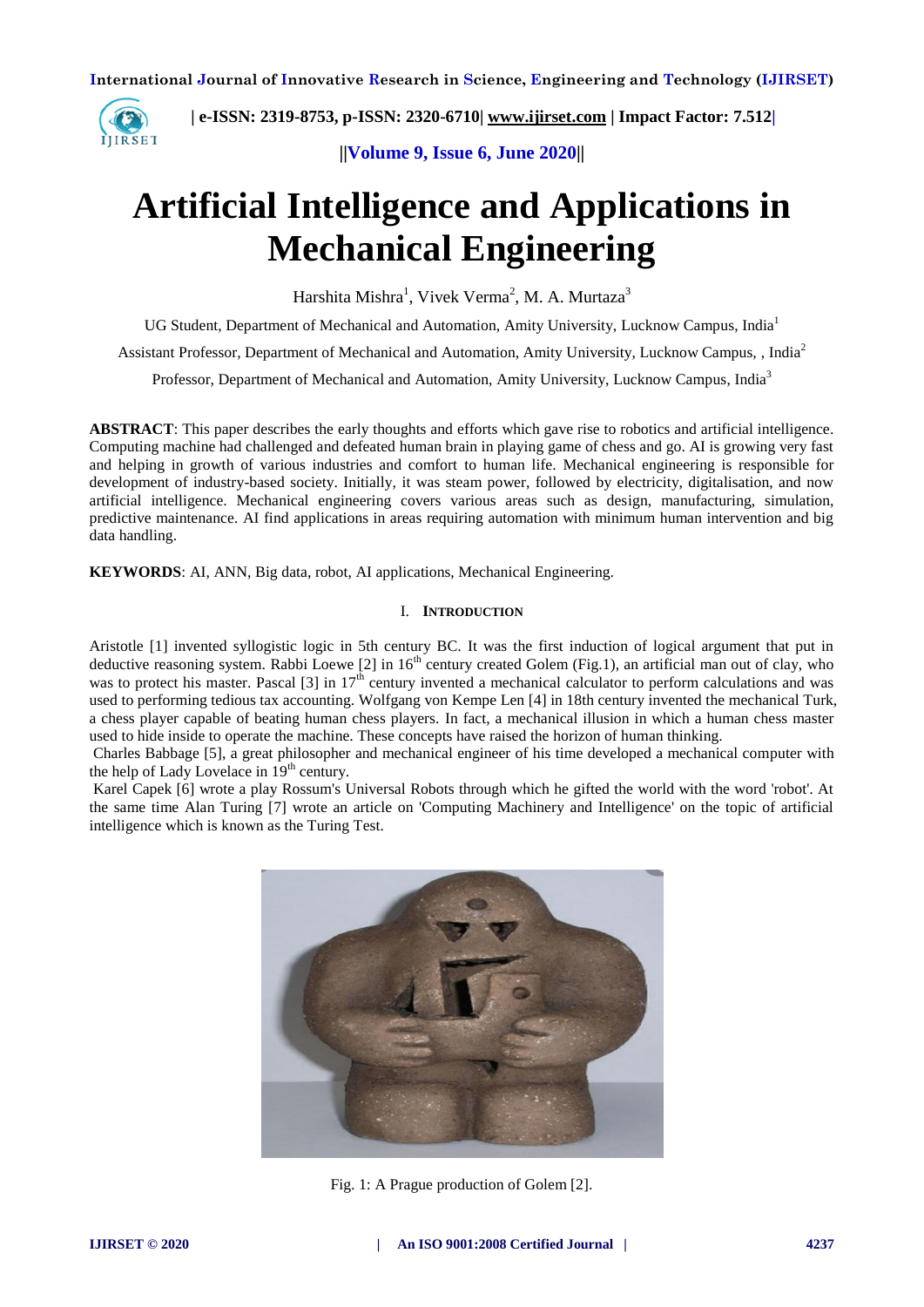# Artificial Intelligence and Applications in Mechanical Engineering

Harshita Mishra[1], Vivek Verma[2], M. A. Murtaza[3]

UG Student, Department of Mechanical and Automation, Amity University, Lucknow Campus, India[1]

Assistant Professor, Department of Mechanical and Automation, Amity University, Lucknow Campus, , India[2]

Professor, Department of Mechanical and Automation, Amity University, Lucknow Campus, India[3]

**ABSTRACT**: This paper describes the early thoughts and efforts which gave rise to robotics and artificial intelligence. Computing machine had challenged and defeated human brain in playing game of chess and go. AI is growing very fast and helping in growth of various industries and comfort to human life. Mechanical engineering is responsible for development of industry-based society. Initially, it was steam power, followed by electricity, digitalisation, and now artificial intelligence. Mechanical engineering covers various areas such as design, manufacturing, simulation, predictive maintenance. AI find applications in areas requiring automation with minimum human intervention and big data handling.

**KEYWORDS**: AI, ANN, Big data, robot, AI applications, Mechanical Engineering.

## I. INTRODUCTION

Aristotle [1] invented syllogistic logic in 5th century BC. It was the first induction of logical argument that put in deductive reasoning system. Rabbi Loewe [2] in 16th century created Golem (Fig.1), an artificial man out of clay, who was to protect his master. Pascal [3] in 17th century invented a mechanical calculator to perform calculations and was used to performing tedious tax accounting. Wolfgang von Kempe Len [4] in 18th century invented the mechanical Turk, a chess player capable of beating human chess players. In fact, a mechanical illusion in which a human chess master used to hide inside to operate the machine. These concepts have raised the horizon of human thinking.

Charles Babbage [5], a great philosopher and mechanical engineer of his time developed a mechanical computer with the help of Lady Lovelace in 19th century.

Karel Capek [6] wrote a play Rossum's Universal Robots through which he gifted the world with the word 'robot'. At the same time Alan Turing [7] wrote an article on 'Computing Machinery and Intelligence' on the topic of artificial intelligence which is known as the Turing Test.

Fig. 1: A Prague production of Golem [2].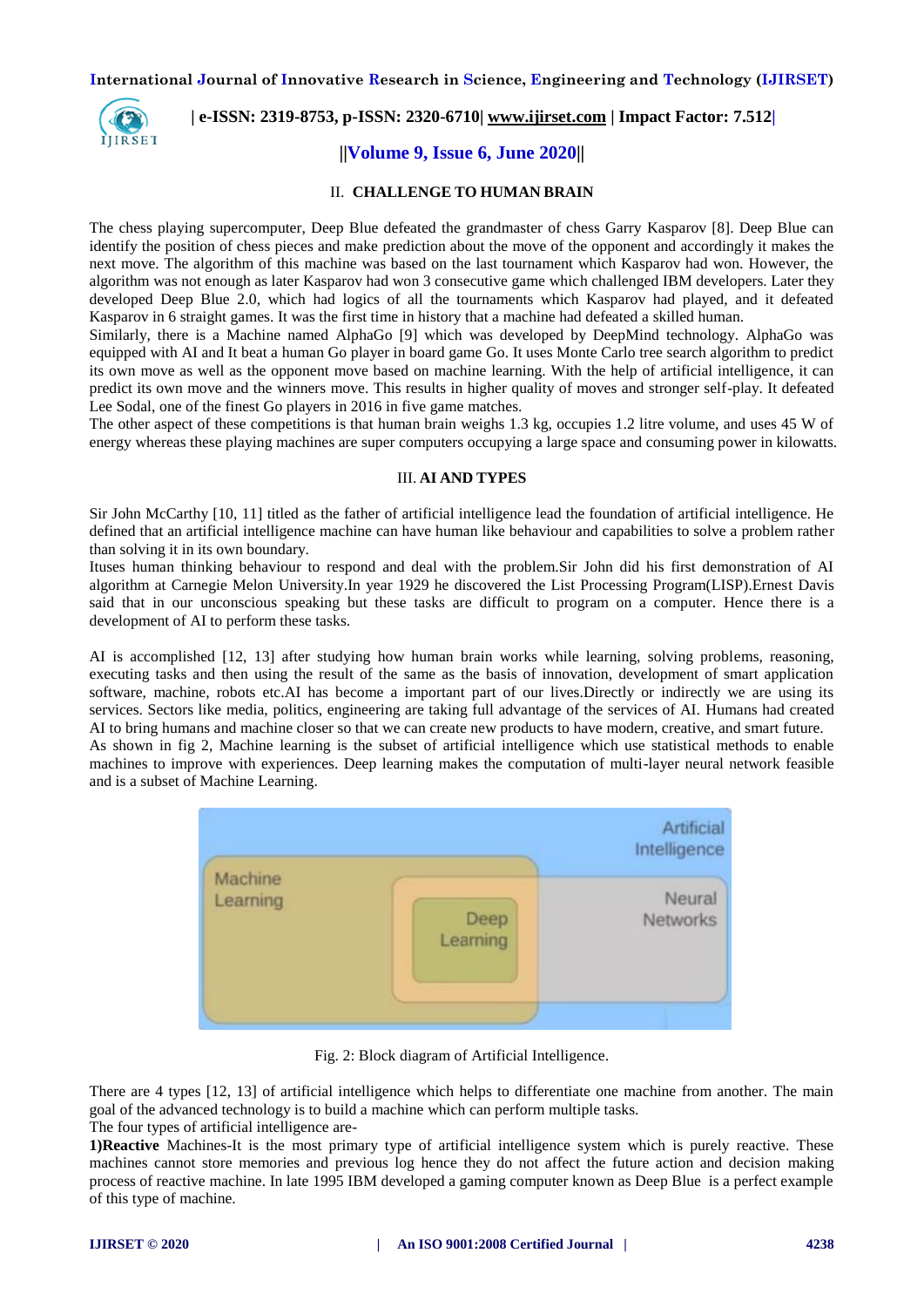## II. CHALLENGE TO HUMAN BRAIN

The chess playing supercomputer, Deep Blue defeated the grandmaster of chess Garry Kasparov [8]. Deep Blue can identify the position of chess pieces and make prediction about the move of the opponent and accordingly it makes the next move. The algorithm of this machine was based on the last tournament which Kasparov had won. However, the algorithm was not enough as later Kasparov had won 3 consecutive game which challenged IBM developers. Later they developed Deep Blue 2.0, which had logics of all the tournaments which Kasparov had played, and it defeated Kasparov in 6 straight games. It was the first time in history that a machine had defeated a skilled human.
Similarly, there is a Machine named AlphaGo [9] which was developed by DeepMind technology. AlphaGo was equipped with AI and It beat a human Go player in board game Go. It uses Monte Carlo tree search algorithm to predict its own move as well as the opponent move based on machine learning. With the help of artificial intelligence, it can predict its own move and the winners move. This results in higher quality of moves and stronger self-play. It defeated Lee Sodal, one of the finest Go players in 2016 in five game matches.
The other aspect of these competitions is that human brain weighs 1.3 kg, occupies 1.2 litre volume, and uses 45 W of energy whereas these playing machines are super computers occupying a large space and consuming power in kilowatts.

## III. AI AND TYPES

Sir John McCarthy [10, 11] titled as the father of artificial intelligence lead the foundation of artificial intelligence. He defined that an artificial intelligence machine can have human like behaviour and capabilities to solve a problem rather than solving it in its own boundary.
Ituses human thinking behaviour to respond and deal with the problem.Sir John did his first demonstration of AI algorithm at Carnegie Melon University.In year 1929 he discovered the List Processing Program(LISP).Ernest Davis said that in our unconscious speaking but these tasks are difficult to program on a computer. Hence there is a development of AI to perform these tasks.

AI is accomplished [12, 13] after studying how human brain works while learning, solving problems, reasoning, executing tasks and then using the result of the same as the basis of innovation, development of smart application software, machine, robots etc.AI has become a important part of our lives.Directly or indirectly we are using its services. Sectors like media, politics, engineering are taking full advantage of the services of AI. Humans had created AI to bring humans and machine closer so that we can create new products to have modern, creative, and smart future.
As shown in fig 2, Machine learning is the subset of artificial intelligence which use statistical methods to enable machines to improve with experiences. Deep learning makes the computation of multi-layer neural network feasible and is a subset of Machine Learning.

Fig. 2: Block diagram of Artificial Intelligence.

There are 4 types [12, 13] of artificial intelligence which helps to differentiate one machine from another. The main goal of the advanced technology is to build a machine which can perform multiple tasks.
The four types of artificial intelligence are-
**1)Reactive** Machines-It is the most primary type of artificial intelligence system which is purely reactive. These machines cannot store memories and previous log hence they do not affect the future action and decision making process of reactive machine. In late 1995 IBM developed a gaming computer known as Deep Blue is a perfect example of this type of machine.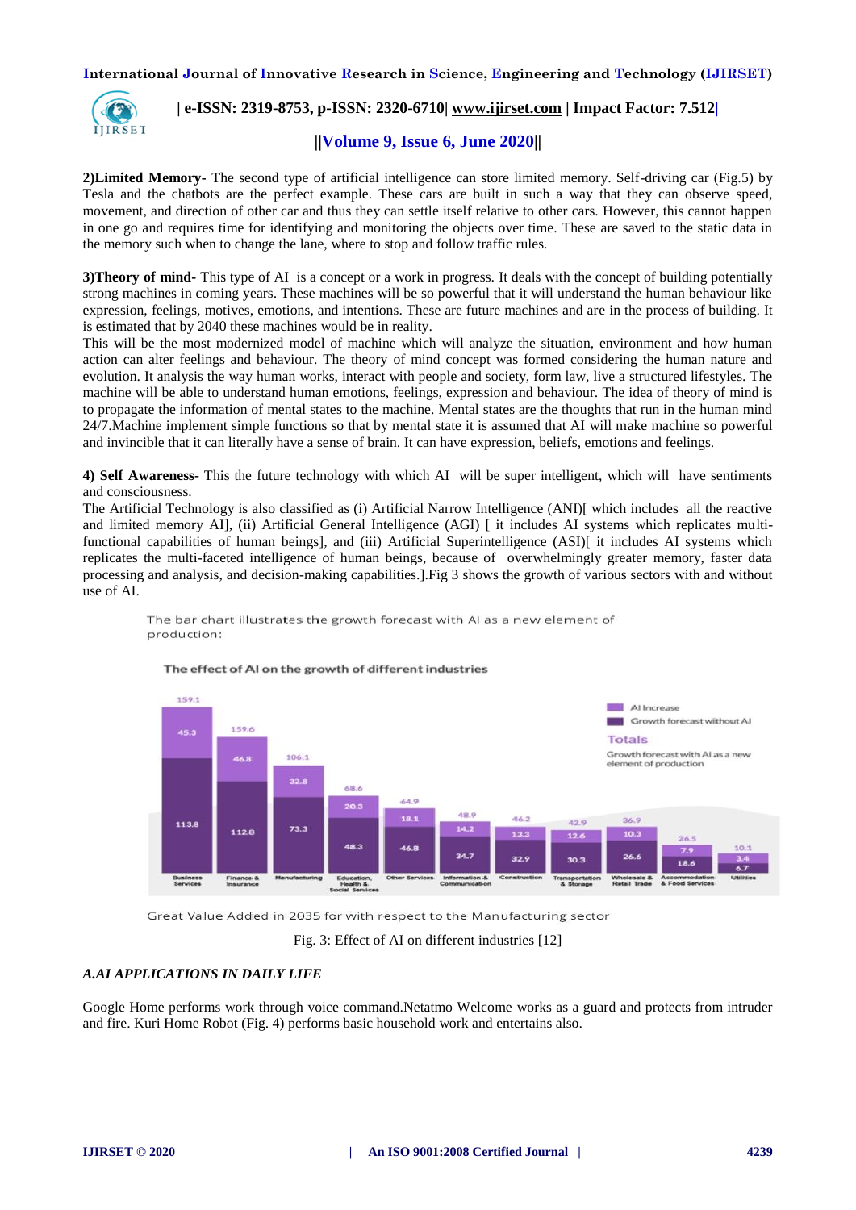**2)Limited Memory-** The second type of artificial intelligence can store limited memory. Self-driving car (Fig.5) by Tesla and the chatbots are the perfect example. These cars are built in such a way that they can observe speed, movement, and direction of other car and thus they can settle itself relative to other cars. However, this cannot happen in one go and requires time for identifying and monitoring the objects over time. These are saved to the static data in the memory such when to change the lane, where to stop and follow traffic rules.

**3)Theory of mind-** This type of AI is a concept or a work in progress. It deals with the concept of building potentially strong machines in coming years. These machines will be so powerful that it will understand the human behaviour like expression, feelings, motives, emotions, and intentions. These are future machines and are in the process of building. It is estimated that by 2040 these machines would be in reality.
This will be the most modernized model of machine which will analyze the situation, environment and how human action can alter feelings and behaviour. The theory of mind concept was formed considering the human nature and evolution. It analysis the way human works, interact with people and society, form law, live a structured lifestyles. The machine will be able to understand human emotions, feelings, expression and behaviour. The idea of theory of mind is to propagate the information of mental states to the machine. Mental states are the thoughts that run in the human mind 24/7.Machine implement simple functions so that by mental state it is assumed that AI will make machine so powerful and invincible that it can literally have a sense of brain. It can have expression, beliefs, emotions and feelings.

**4) Self Awareness-** This the future technology with which AI will be super intelligent, which will have sentiments and consciousness.
The Artificial Technology is also classified as (i) Artificial Narrow Intelligence (ANI)[ which includes all the reactive and limited memory AI], (ii) Artificial General Intelligence (AGI) [ it includes AI systems which replicates multi-functional capabilities of human beings], and (iii) Artificial Superintelligence (ASI)[ it includes AI systems which replicates the multi-faceted intelligence of human beings, because of overwhelmingly greater memory, faster data processing and analysis, and decision-making capabilities.].Fig 3 shows the growth of various sectors with and without use of AI.

The bar chart illustrates the growth forecast with AI as a new element of production:

The effect of AI on the growth of different industries

| Industry | Growth forecast without AI | AI Increase | Totals (Growth forecast with AI as a new element of production) |
|---|---|---|---|
| Business Services | 113.8 | 45.3 | 159.1 |
| Finance & Insurance | 112.8 | 46.8 | 159.6 |
| Manufacturing | 73.3 | 32.8 | 106.1 |
| Education, Health & Social Services | 48.3 | 20.3 | 68.6 |
| Other Services | 46.8 | 18.1 | 64.9 |
| Information & Communication | 34.7 | 14.2 | 48.9 |
| Construction | 32.9 | 13.3 | 46.2 |
| Transportation & Storage | 30.3 | 12.6 | 42.9 |
| Wholesale & Retail Trade | 26.6 | 10.3 | 36.9 |
| Accommodation & Food Services | 18.6 | 7.9 | 26.5 |
| Utilities | 6.7 | 3.4 | 10.1 |

Great Value Added in 2035 for with respect to the Manufacturing sector

Fig. 3: Effect of AI on different industries [12]

### *A.AI APPLICATIONS IN DAILY LIFE*

Google Home performs work through voice command.Netatmo Welcome works as a guard and protects from intruder and fire. Kuri Home Robot (Fig. 4) performs basic household work and entertains also.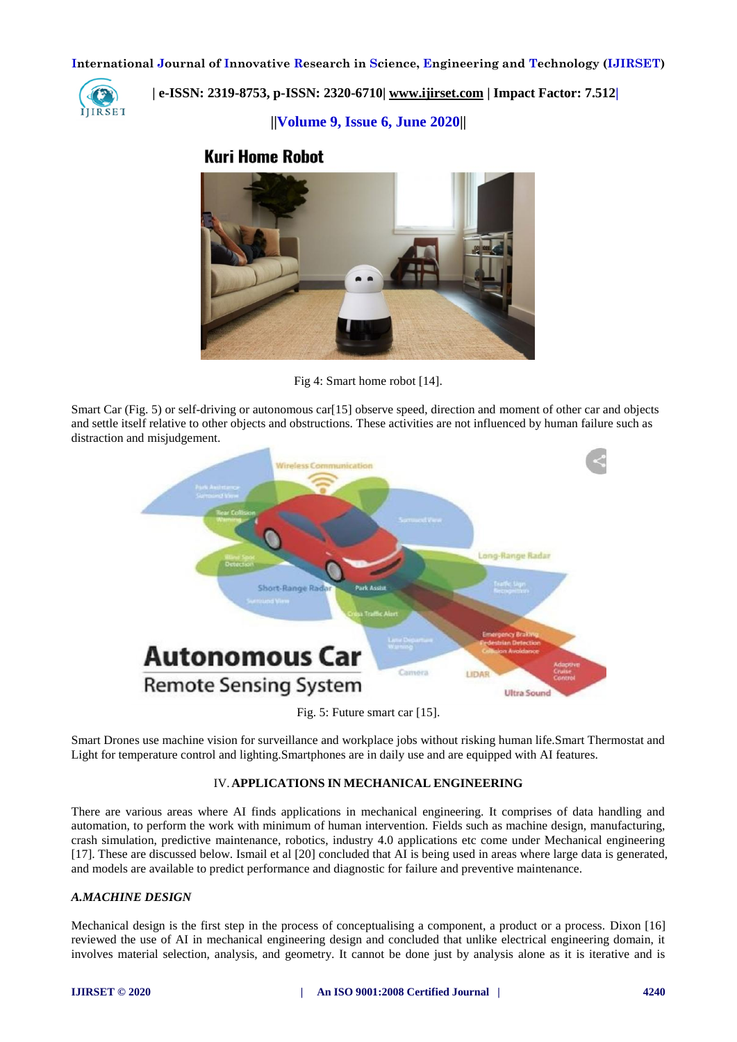Fig 4: Smart home robot [14].

Smart Car (Fig. 5) or self-driving or autonomous car[15] observe speed, direction and moment of other car and objects and settle itself relative to other objects and obstructions. These activities are not influenced by human failure such as distraction and misjudgement.

Fig. 5: Future smart car [15].

Smart Drones use machine vision for surveillance and workplace jobs without risking human life.Smart Thermostat and Light for temperature control and lighting.Smartphones are in daily use and are equipped with AI features.

## IV. APPLICATIONS IN MECHANICAL ENGINEERING

There are various areas where AI finds applications in mechanical engineering. It comprises of data handling and automation, to perform the work with minimum of human intervention. Fields such as machine design, manufacturing, crash simulation, predictive maintenance, robotics, industry 4.0 applications etc come under Mechanical engineering [17]. These are discussed below. Ismail et al [20] concluded that AI is being used in areas where large data is generated, and models are available to predict performance and diagnostic for failure and preventive maintenance.

### *A.MACHINE DESIGN*

Mechanical design is the first step in the process of conceptualising a component, a product or a process. Dixon [16] reviewed the use of AI in mechanical engineering design and concluded that unlike electrical engineering domain, it involves material selection, analysis, and geometry. It cannot be done just by analysis alone as it is iterative and is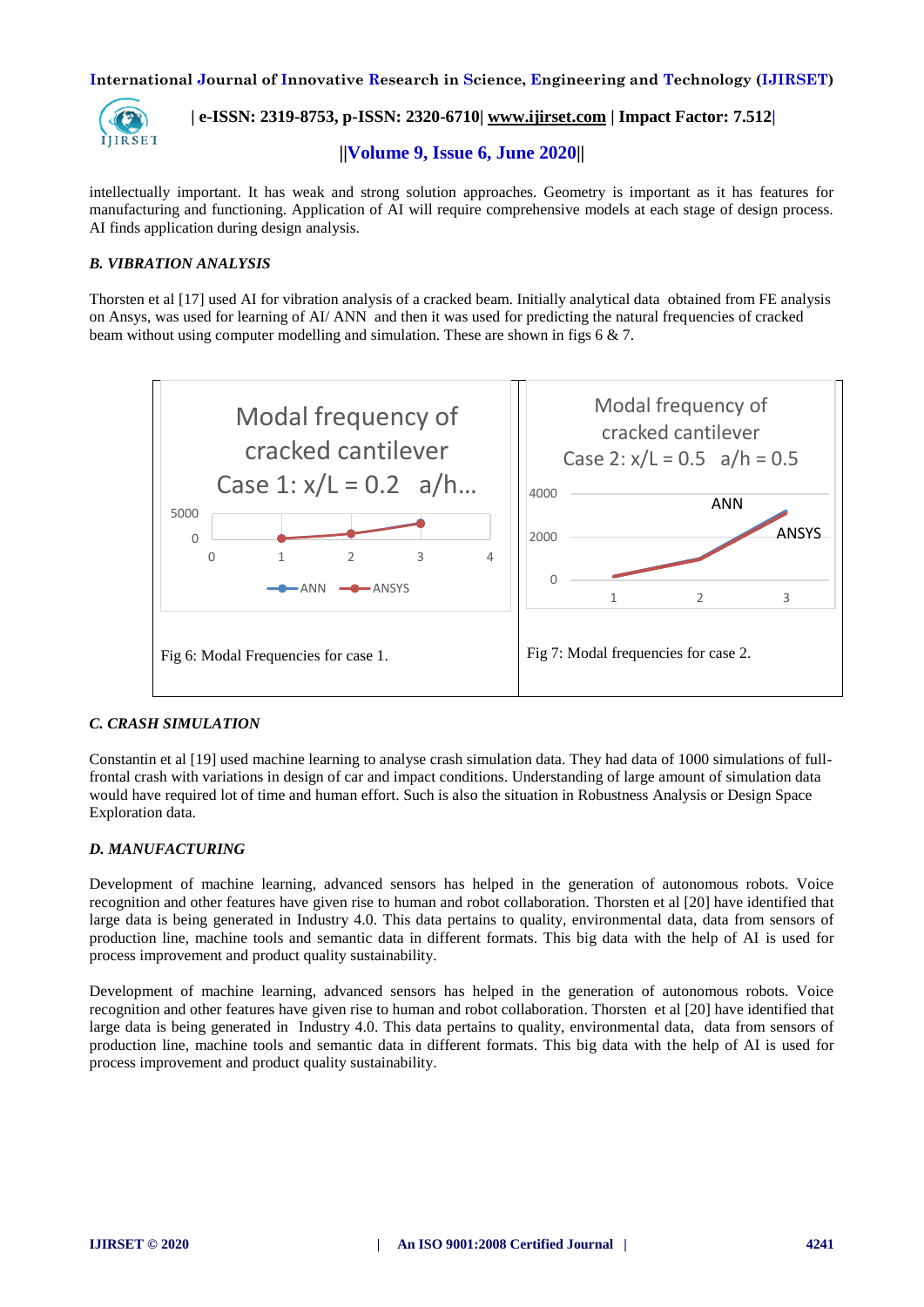intellectually important. It has weak and strong solution approaches. Geometry is important as it has features for manufacturing and functioning. Application of AI will require comprehensive models at each stage of design process. AI finds application during design analysis.

### *B. VIBRATION ANALYSIS*

Thorsten et al [17] used AI for vibration analysis of a cracked beam. Initially analytical data obtained from FE analysis on Ansys, was used for learning of AI/ ANN and then it was used for predicting the natural frequencies of cracked beam without using computer modelling and simulation. These are shown in figs 6 & 7.

Fig 6: Modal Frequencies for case 1.

Fig 7: Modal frequencies for case 2.

### *C. CRASH SIMULATION*

Constantin et al [19] used machine learning to analyse crash simulation data. They had data of 1000 simulations of full-frontal crash with variations in design of car and impact conditions. Understanding of large amount of simulation data would have required lot of time and human effort. Such is also the situation in Robustness Analysis or Design Space Exploration data.

### *D. MANUFACTURING*

Development of machine learning, advanced sensors has helped in the generation of autonomous robots. Voice recognition and other features have given rise to human and robot collaboration. Thorsten et al [20] have identified that large data is being generated in Industry 4.0. This data pertains to quality, environmental data, data from sensors of production line, machine tools and semantic data in different formats. This big data with the help of AI is used for process improvement and product quality sustainability.

Development of machine learning, advanced sensors has helped in the generation of autonomous robots. Voice recognition and other features have given rise to human and robot collaboration. Thorsten et al [20] have identified that large data is being generated in Industry 4.0. This data pertains to quality, environmental data, data from sensors of production line, machine tools and semantic data in different formats. This big data with the help of AI is used for process improvement and product quality sustainability.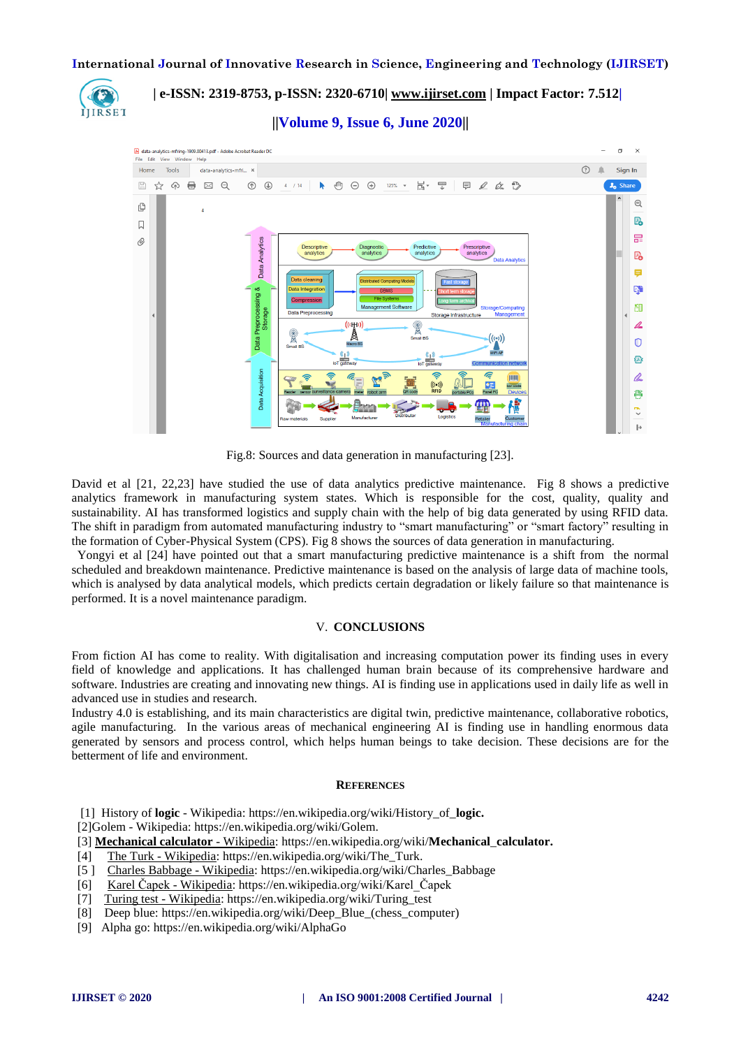Fig.8: Sources and data generation in manufacturing [23].

David et al [21, 22,23] have studied the use of data analytics predictive maintenance. Fig 8 shows a predictive analytics framework in manufacturing system states. Which is responsible for the cost, quality, quality and sustainability. AI has transformed logistics and supply chain with the help of big data generated by using RFID data. The shift in paradigm from automated manufacturing industry to “smart manufacturing” or “smart factory” resulting in the formation of Cyber-Physical System (CPS). Fig 8 shows the sources of data generation in manufacturing.

Yongyi et al [24] have pointed out that a smart manufacturing predictive maintenance is a shift from the normal scheduled and breakdown maintenance. Predictive maintenance is based on the analysis of large data of machine tools, which is analysed by data analytical models, which predicts certain degradation or likely failure so that maintenance is performed. It is a novel maintenance paradigm.

## V. CONCLUSIONS

From fiction AI has come to reality. With digitalisation and increasing computation power its finding uses in every field of knowledge and applications. It has challenged human brain because of its comprehensive hardware and software. Industries are creating and innovating new things. AI is finding use in applications used in daily life as well in advanced use in studies and research.

Industry 4.0 is establishing, and its main characteristics are digital twin, predictive maintenance, collaborative robotics, agile manufacturing. In the various areas of mechanical engineering AI is finding use in handling enormous data generated by sensors and process control, which helps human beings to take decision. These decisions are for the betterment of life and environment.

## REFERENCES

[1] History of **logic** - Wikipedia: https://en.wikipedia.org/wiki/History_of_**logic.**
[2]Golem - Wikipedia: https://en.wikipedia.org/wiki/Golem.
[3] **Mechanical calculator - Wikipedia**: https://en.wikipedia.org/wiki/**Mechanical_calculator.**
[4] The Turk - Wikipedia: https://en.wikipedia.org/wiki/The_Turk.
[5 ] Charles Babbage - Wikipedia: https://en.wikipedia.org/wiki/Charles_Babbage
[6] Karel Čapek - Wikipedia: https://en.wikipedia.org/wiki/Karel_Čapek
[7] Turing test - Wikipedia: https://en.wikipedia.org/wiki/Turing_test
[8] Deep blue: https://en.wikipedia.org/wiki/Deep_Blue_(chess_computer)
[9] Alpha go: https://en.wikipedia.org/wiki/AlphaGo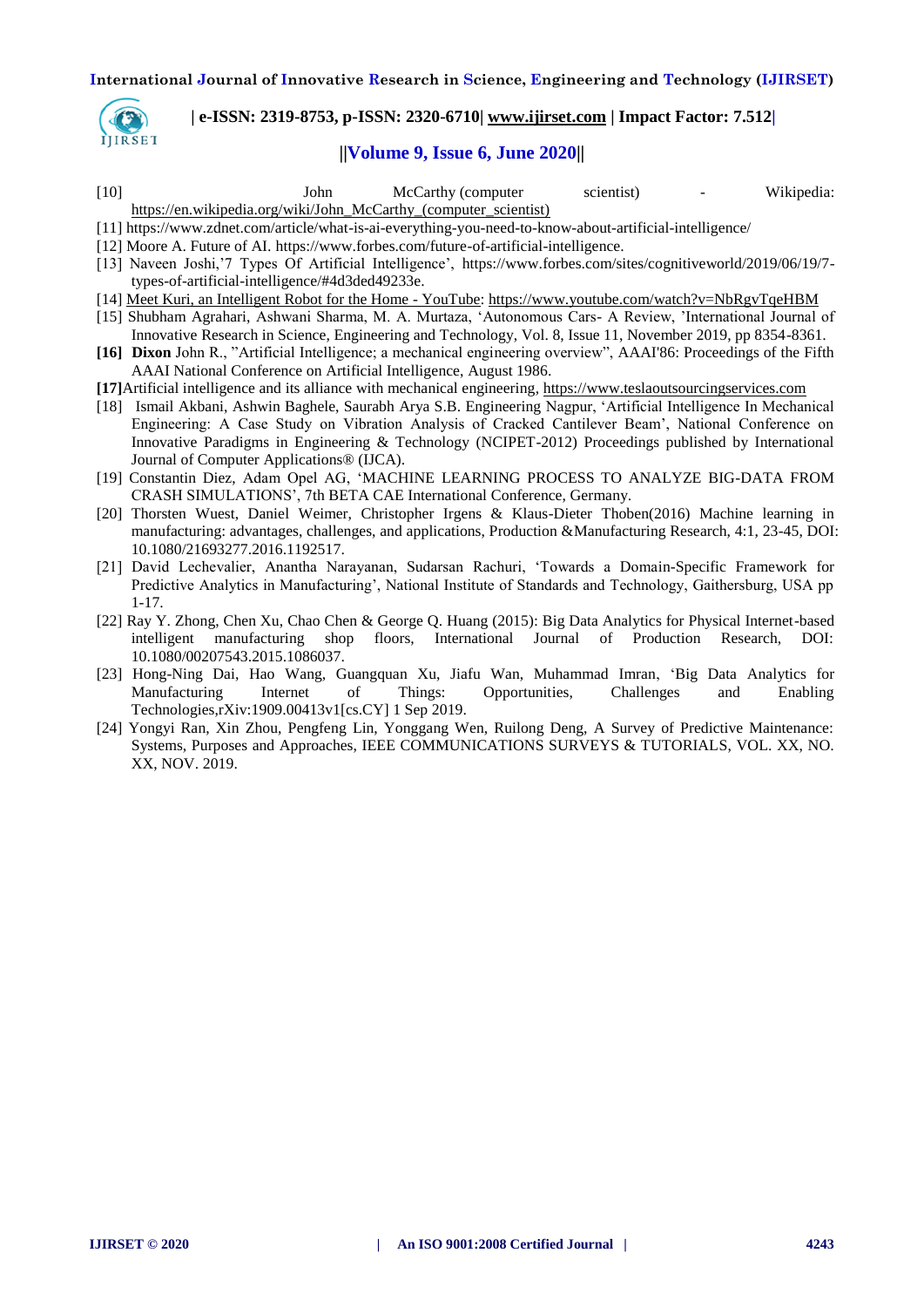[10] John McCarthy (computer scientist) - Wikipedia: https://en.wikipedia.org/wiki/John_McCarthy_(computer_scientist)

[11] https://www.zdnet.com/article/what-is-ai-everything-you-need-to-know-about-artificial-intelligence/

[12] Moore A. Future of AI. https://www.forbes.com/future-of-artificial-intelligence.

[13] Naveen Joshi,'7 Types Of Artificial Intelligence', https://www.forbes.com/sites/cognitiveworld/2019/06/19/7-types-of-artificial-intelligence/#4d3ded49233e.

[14] Meet Kuri, an Intelligent Robot for the Home - YouTube: https://www.youtube.com/watch?v=NbRgvTqeHBM

[15] Shubham Agrahari, Ashwani Sharma, M. A. Murtaza, 'Autonomous Cars- A Review, 'International Journal of Innovative Research in Science, Engineering and Technology, Vol. 8, Issue 11, November 2019, pp 8354-8361.

**[16] Dixon** John R., "Artificial Intelligence; a mechanical engineering overview", AAAI'86: Proceedings of the Fifth AAAI National Conference on Artificial Intelligence, August 1986.

**[17]**Artificial intelligence and its alliance with mechanical engineering, https://www.teslaoutsourcingservices.com

[18] Ismail Akbani, Ashwin Baghele, Saurabh Arya S.B. Engineering Nagpur, 'Artificial Intelligence In Mechanical Engineering: A Case Study on Vibration Analysis of Cracked Cantilever Beam', National Conference on Innovative Paradigms in Engineering & Technology (NCIPET-2012) Proceedings published by International Journal of Computer Applications® (IJCA).

[19] Constantin Diez, Adam Opel AG, 'MACHINE LEARNING PROCESS TO ANALYZE BIG-DATA FROM CRASH SIMULATIONS', 7th BETA CAE International Conference, Germany.

[20] Thorsten Wuest, Daniel Weimer, Christopher Irgens & Klaus-Dieter Thoben(2016) Machine learning in manufacturing: advantages, challenges, and applications, Production &Manufacturing Research, 4:1, 23-45, DOI: 10.1080/21693277.2016.1192517.

[21] David Lechevalier, Anantha Narayanan, Sudarsan Rachuri, 'Towards a Domain-Specific Framework for Predictive Analytics in Manufacturing', National Institute of Standards and Technology, Gaithersburg, USA pp 1-17.

[22] Ray Y. Zhong, Chen Xu, Chao Chen & George Q. Huang (2015): Big Data Analytics for Physical Internet-based intelligent manufacturing shop floors, International Journal of Production Research, DOI: 10.1080/00207543.2015.1086037.

[23] Hong-Ning Dai, Hao Wang, Guangquan Xu, Jiafu Wan, Muhammad Imran, 'Big Data Analytics for Manufacturing Internet of Things: Opportunities, Challenges and Enabling Technologies,rXiv:1909.00413v1[cs.CY] 1 Sep 2019.

[24] Yongyi Ran, Xin Zhou, Pengfeng Lin, Yonggang Wen, Ruilong Deng, A Survey of Predictive Maintenance: Systems, Purposes and Approaches, IEEE COMMUNICATIONS SURVEYS & TUTORIALS, VOL. XX, NO. XX, NOV. 2019.